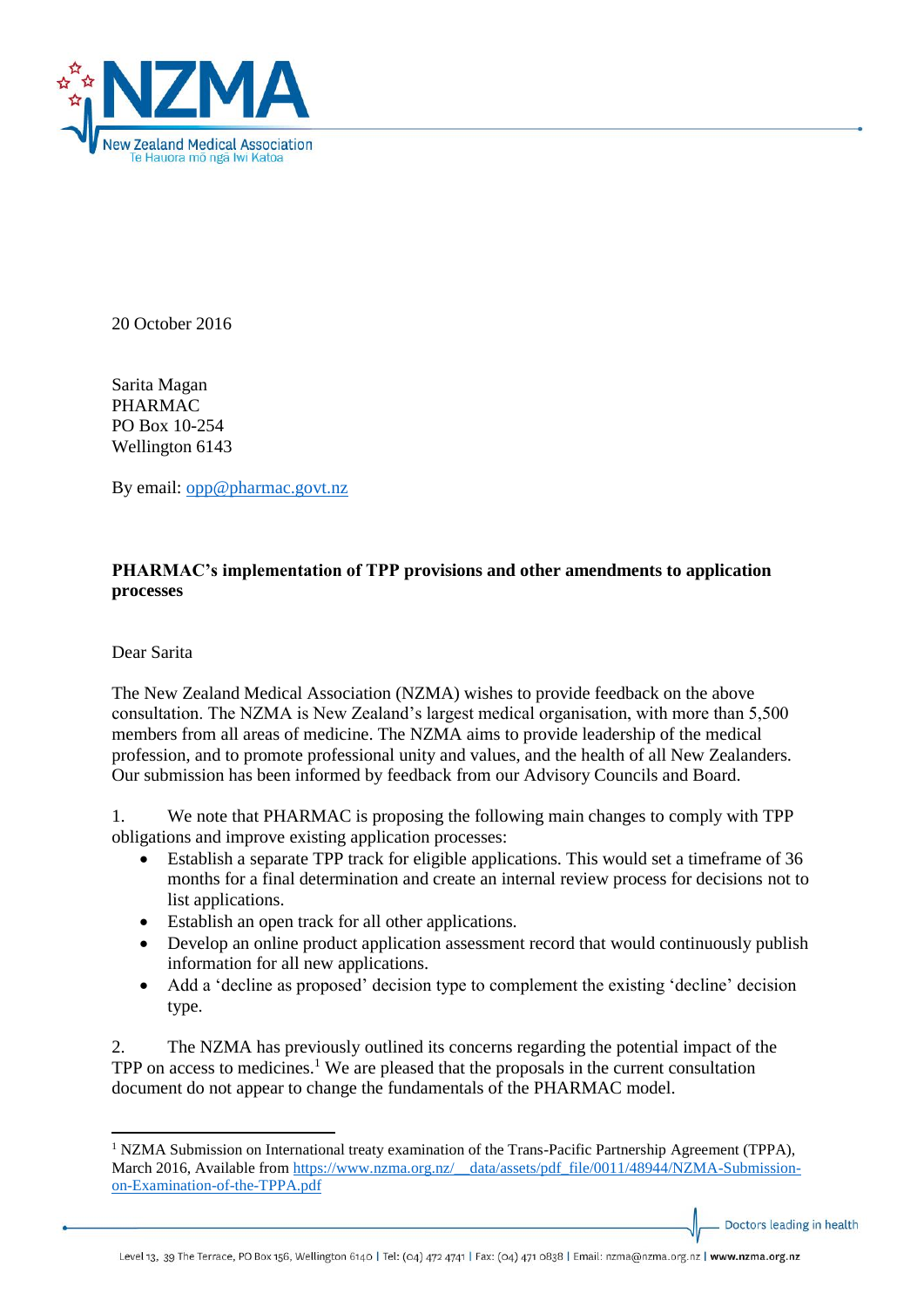20 October 2016

Sarita Magan  
PHARMAC  
PO Box 10-254  
Wellington 6143

By email: opp@pharmac.govt.nz

**PHARMAC's implementation of TPP provisions and other amendments to application processes**

Dear Sarita

The New Zealand Medical Association (NZMA) wishes to provide feedback on the above consultation. The NZMA is New Zealand's largest medical organisation, with more than 5,500 members from all areas of medicine. The NZMA aims to provide leadership of the medical profession, and to promote professional unity and values, and the health of all New Zealanders. Our submission has been informed by feedback from our Advisory Councils and Board.

1. We note that PHARMAC is proposing the following main changes to comply with TPP obligations and improve existing application processes:
   - Establish a separate TPP track for eligible applications. This would set a timeframe of 36 months for a final determination and create an internal review process for decisions not to list applications.
   - Establish an open track for all other applications.
   - Develop an online product application assessment record that would continuously publish information for all new applications.
   - Add a 'decline as proposed' decision type to complement the existing 'decline' decision type.

2. The NZMA has previously outlined its concerns regarding the potential impact of the TPP on access to medicines.[1] We are pleased that the proposals in the current consultation document do not appear to change the fundamentals of the PHARMAC model.

[1] NZMA Submission on International treaty examination of the Trans-Pacific Partnership Agreement (TPPA), March 2016, Available from https://www.nzma.org.nz/__data/assets/pdf_file/0011/48944/NZMA-Submission-on-Examination-of-the-TPPA.pdf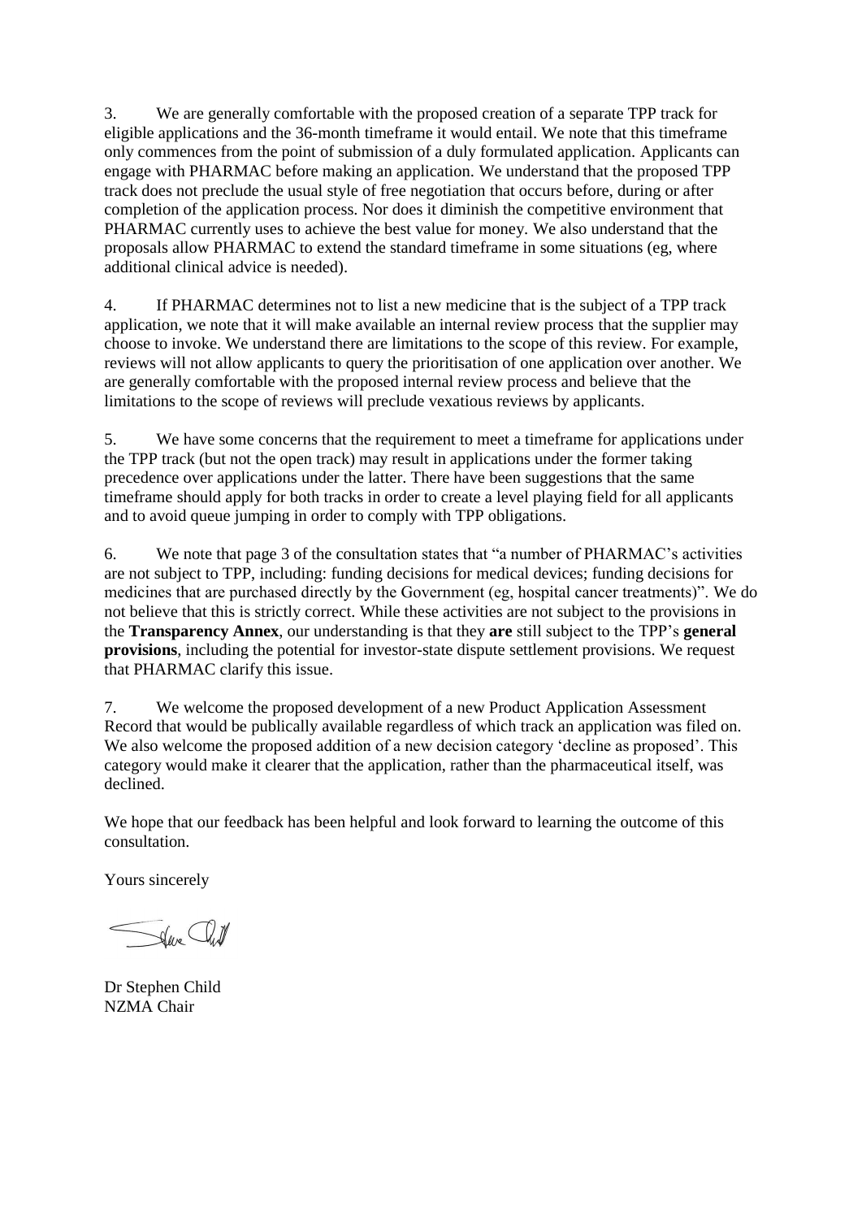3. We are generally comfortable with the proposed creation of a separate TPP track for eligible applications and the 36-month timeframe it would entail. We note that this timeframe only commences from the point of submission of a duly formulated application. Applicants can engage with PHARMAC before making an application. We understand that the proposed TPP track does not preclude the usual style of free negotiation that occurs before, during or after completion of the application process. Nor does it diminish the competitive environment that PHARMAC currently uses to achieve the best value for money. We also understand that the proposals allow PHARMAC to extend the standard timeframe in some situations (eg, where additional clinical advice is needed).

4. If PHARMAC determines not to list a new medicine that is the subject of a TPP track application, we note that it will make available an internal review process that the supplier may choose to invoke. We understand there are limitations to the scope of this review. For example, reviews will not allow applicants to query the prioritisation of one application over another. We are generally comfortable with the proposed internal review process and believe that the limitations to the scope of reviews will preclude vexatious reviews by applicants.

5. We have some concerns that the requirement to meet a timeframe for applications under the TPP track (but not the open track) may result in applications under the former taking precedence over applications under the latter. There have been suggestions that the same timeframe should apply for both tracks in order to create a level playing field for all applicants and to avoid queue jumping in order to comply with TPP obligations.

6. We note that page 3 of the consultation states that "a number of PHARMAC's activities are not subject to TPP, including: funding decisions for medical devices; funding decisions for medicines that are purchased directly by the Government (eg, hospital cancer treatments)". We do not believe that this is strictly correct. While these activities are not subject to the provisions in the **Transparency Annex**, our understanding is that they **are** still subject to the TPP's **general provisions**, including the potential for investor-state dispute settlement provisions. We request that PHARMAC clarify this issue.

7. We welcome the proposed development of a new Product Application Assessment Record that would be publically available regardless of which track an application was filed on. We also welcome the proposed addition of a new decision category 'decline as proposed'. This category would make it clearer that the application, rather than the pharmaceutical itself, was declined.

We hope that our feedback has been helpful and look forward to learning the outcome of this consultation.

Yours sincerely

Dr Stephen Child
NZMA Chair